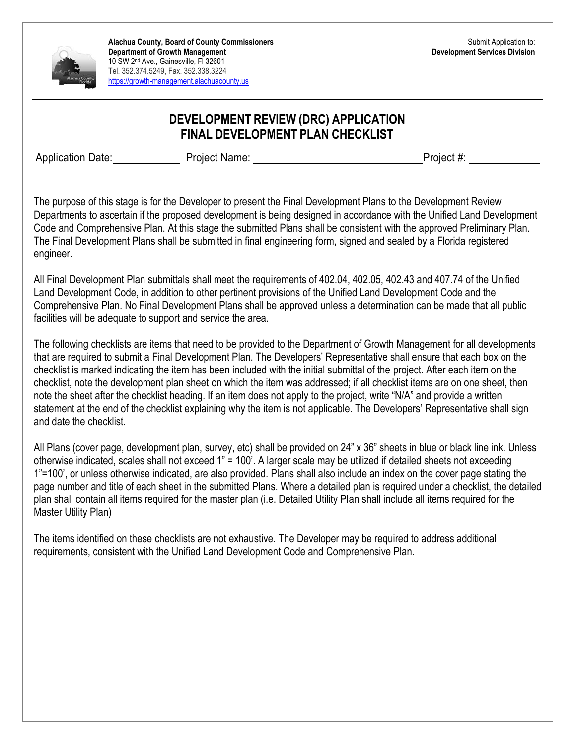**Alachua County, Board of County Commissioners**
**Department of Growth Management**
10 SW 2nd Ave., Gainesville, Fl 32601
Tel. 352.374.5249, Fax. 352.338.3224
https://growth-management.alachuacounty.us

Submit Application to:
**Development Services Division**

# DEVELOPMENT REVIEW (DRC) APPLICATION
## FINAL DEVELOPMENT PLAN CHECKLIST

Application Date: \_\_\_\_\_\_\_\_\_\_ Project Name: \_\_\_\_\_\_\_\_\_\_\_\_\_\_\_\_\_\_\_\_\_\_\_\_\_\_ Project #: \_\_\_\_\_\_\_\_\_\_

The purpose of this stage is for the Developer to present the Final Development Plans to the Development Review Departments to ascertain if the proposed development is being designed in accordance with the Unified Land Development Code and Comprehensive Plan. At this stage the submitted Plans shall be consistent with the approved Preliminary Plan. The Final Development Plans shall be submitted in final engineering form, signed and sealed by a Florida registered engineer.

All Final Development Plan submittals shall meet the requirements of 402.04, 402.05, 402.43 and 407.74 of the Unified Land Development Code, in addition to other pertinent provisions of the Unified Land Development Code and the Comprehensive Plan. No Final Development Plans shall be approved unless a determination can be made that all public facilities will be adequate to support and service the area.

The following checklists are items that need to be provided to the Department of Growth Management for all developments that are required to submit a Final Development Plan. The Developers' Representative shall ensure that each box on the checklist is marked indicating the item has been included with the initial submittal of the project. After each item on the checklist, note the development plan sheet on which the item was addressed; if all checklist items are on one sheet, then note the sheet after the checklist heading. If an item does not apply to the project, write "N/A" and provide a written statement at the end of the checklist explaining why the item is not applicable. The Developers' Representative shall sign and date the checklist.

All Plans (cover page, development plan, survey, etc) shall be provided on 24" x 36" sheets in blue or black line ink. Unless otherwise indicated, scales shall not exceed 1" = 100'. A larger scale may be utilized if detailed sheets not exceeding 1"=100', or unless otherwise indicated, are also provided. Plans shall also include an index on the cover page stating the page number and title of each sheet in the submitted Plans. Where a detailed plan is required under a checklist, the detailed plan shall contain all items required for the master plan (i.e. Detailed Utility Plan shall include all items required for the Master Utility Plan)

The items identified on these checklists are not exhaustive. The Developer may be required to address additional requirements, consistent with the Unified Land Development Code and Comprehensive Plan.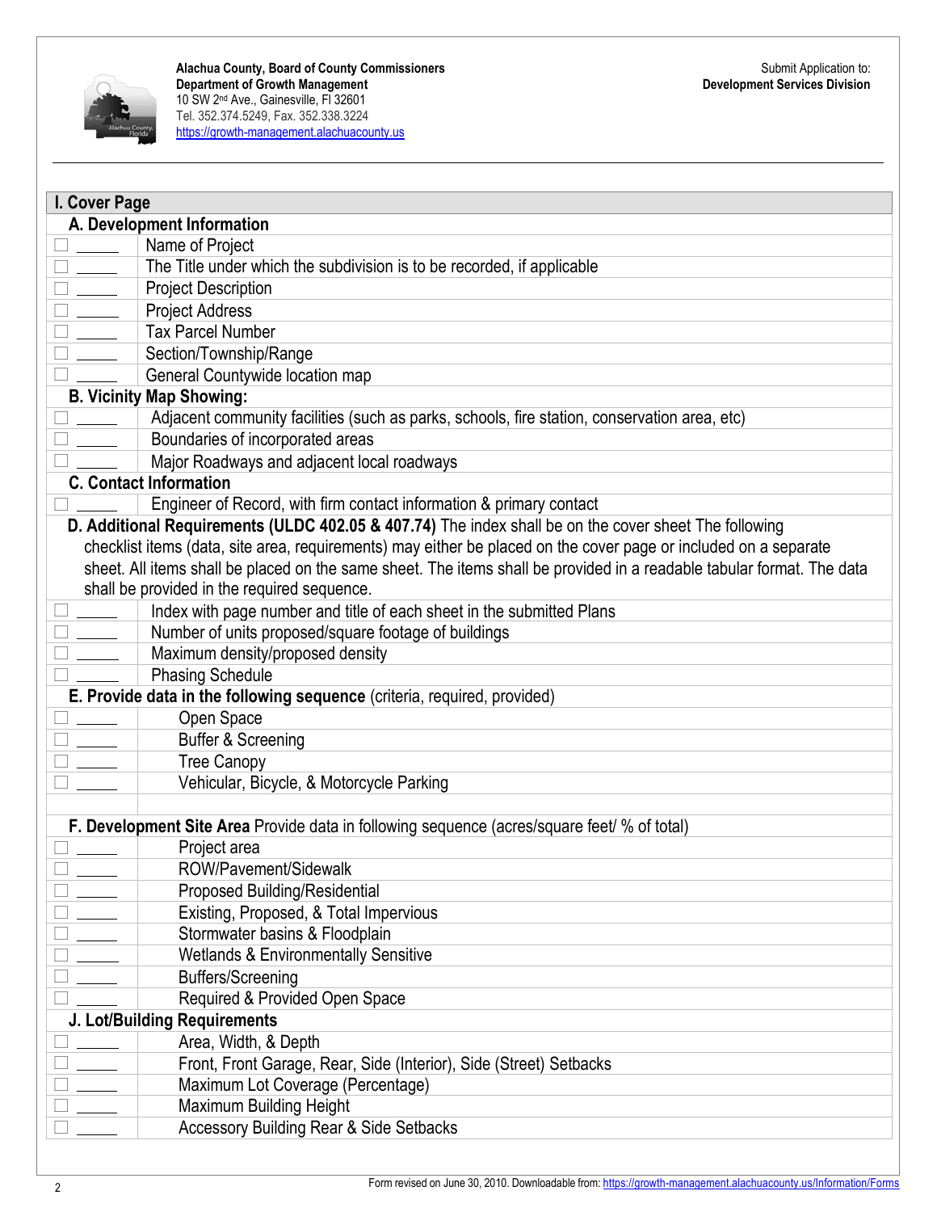Alachua County, Board of County Commissioners
Department of Growth Management
10 SW 2nd Ave., Gainesville, Fl 32601
Tel. 352.374.5249, Fax. 352.338.3224
https://growth-management.alachuacounty.us

Submit Application to:
**Development Services Division**

## I. Cover Page

### A. Development Information

- ☐ _____ Name of Project
- ☐ _____ The Title under which the subdivision is to be recorded, if applicable
- ☐ _____ Project Description
- ☐ _____ Project Address
- ☐ _____ Tax Parcel Number
- ☐ _____ Section/Township/Range
- ☐ _____ General Countywide location map

### B. Vicinity Map Showing:

- ☐ _____ Adjacent community facilities (such as parks, schools, fire station, conservation area, etc)
- ☐ _____ Boundaries of incorporated areas
- ☐ _____ Major Roadways and adjacent local roadways

### C. Contact Information

- ☐ _____ Engineer of Record, with firm contact information & primary contact

### D. Additional Requirements (ULDC 402.05 & 407.74)

The index shall be on the cover sheet The following checklist items (data, site area, requirements) may either be placed on the cover page or included on a separate sheet. All items shall be placed on the same sheet. The items shall be provided in a readable tabular format. The data shall be provided in the required sequence.

- ☐ _____ Index with page number and title of each sheet in the submitted Plans
- ☐ _____ Number of units proposed/square footage of buildings
- ☐ _____ Maximum density/proposed density
- ☐ _____ Phasing Schedule

### E. Provide data in the following sequence (criteria, required, provided)

- ☐ _____ Open Space
- ☐ _____ Buffer & Screening
- ☐ _____ Tree Canopy
- ☐ _____ Vehicular, Bicycle, & Motorcycle Parking

### F. Development Site Area Provide data in following sequence (acres/square feet/ % of total)

- ☐ _____ Project area
- ☐ _____ ROW/Pavement/Sidewalk
- ☐ _____ Proposed Building/Residential
- ☐ _____ Existing, Proposed, & Total Impervious
- ☐ _____ Stormwater basins & Floodplain
- ☐ _____ Wetlands & Environmentally Sensitive
- ☐ _____ Buffers/Screening
- ☐ _____ Required & Provided Open Space

### J. Lot/Building Requirements

- ☐ _____ Area, Width, & Depth
- ☐ _____ Front, Front Garage, Rear, Side (Interior), Side (Street) Setbacks
- ☐ _____ Maximum Lot Coverage (Percentage)
- ☐ _____ Maximum Building Height
- ☐ _____ Accessory Building Rear & Side Setbacks

Form revised on June 30, 2010. Downloadable from: https://growth-management.alachuacounty.us/Information/Forms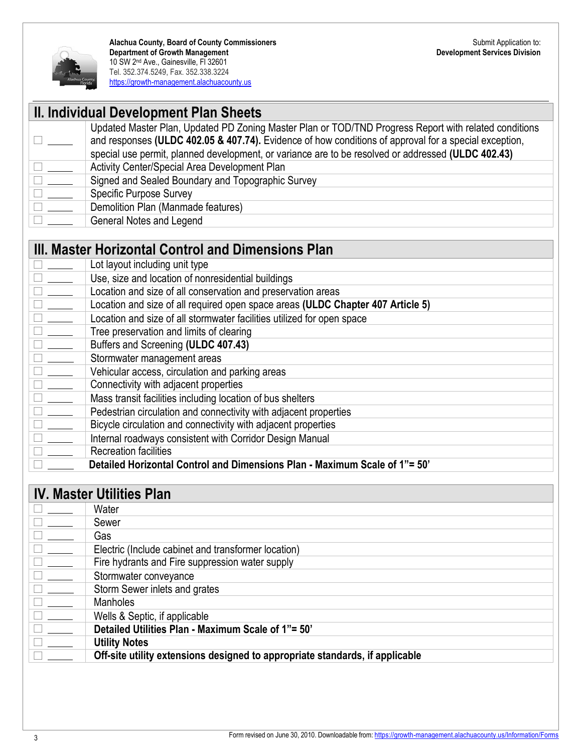**Alachua County, Board of County Commissioners**
**Department of Growth Management**
10 SW 2nd Ave., Gainesville, Fl 32601
Tel. 352.374.5249, Fax. 352.338.3224
https://growth-management.alachuacounty.us

Submit Application to:
**Development Services Division**

## II. Individual Development Plan Sheets

| | |
|---|---|
| ☐ _____ | Updated Master Plan, Updated PD Zoning Master Plan or TOD/TND Progress Report with related conditions and responses **(ULDC 402.05 & 407.74).** Evidence of how conditions of approval for a special exception, special use permit, planned development, or variance are to be resolved or addressed **(ULDC 402.43)** |
| ☐ _____ | Activity Center/Special Area Development Plan |
| ☐ _____ | Signed and Sealed Boundary and Topographic Survey |
| ☐ _____ | Specific Purpose Survey |
| ☐ _____ | Demolition Plan (Manmade features) |
| ☐ _____ | General Notes and Legend |

## III. Master Horizontal Control and Dimensions Plan

| | |
|---|---|
| ☐ _____ | Lot layout including unit type |
| ☐ _____ | Use, size and location of nonresidential buildings |
| ☐ _____ | Location and size of all conservation and preservation areas |
| ☐ _____ | Location and size of all required open space areas **(ULDC Chapter 407 Article 5)** |
| ☐ _____ | Location and size of all stormwater facilities utilized for open space |
| ☐ _____ | Tree preservation and limits of clearing |
| ☐ _____ | Buffers and Screening **(ULDC 407.43)** |
| ☐ _____ | Stormwater management areas |
| ☐ _____ | Vehicular access, circulation and parking areas |
| ☐ _____ | Connectivity with adjacent properties |
| ☐ _____ | Mass transit facilities including location of bus shelters |
| ☐ _____ | Pedestrian circulation and connectivity with adjacent properties |
| ☐ _____ | Bicycle circulation and connectivity with adjacent properties |
| ☐ _____ | Internal roadways consistent with Corridor Design Manual |
| ☐ _____ | Recreation facilities |
| ☐ _____ | **Detailed Horizontal Control and Dimensions Plan - Maximum Scale of 1"= 50'** |

## IV. Master Utilities Plan

| | |
|---|---|
| ☐ _____ | Water |
| ☐ _____ | Sewer |
| ☐ _____ | Gas |
| ☐ _____ | Electric (Include cabinet and transformer location) |
| ☐ _____ | Fire hydrants and Fire suppression water supply |
| ☐ _____ | Stormwater conveyance |
| ☐ _____ | Storm Sewer inlets and grates |
| ☐ _____ | Manholes |
| ☐ _____ | Wells & Septic, if applicable |
| ☐ _____ | **Detailed Utilities Plan - Maximum Scale of 1"= 50'** |
| ☐ _____ | **Utility Notes** |
| ☐ _____ | **Off-site utility extensions designed to appropriate standards, if applicable** |

Form revised on June 30, 2010. Downloadable from: https://growth-management.alachuacounty.us/Information/Forms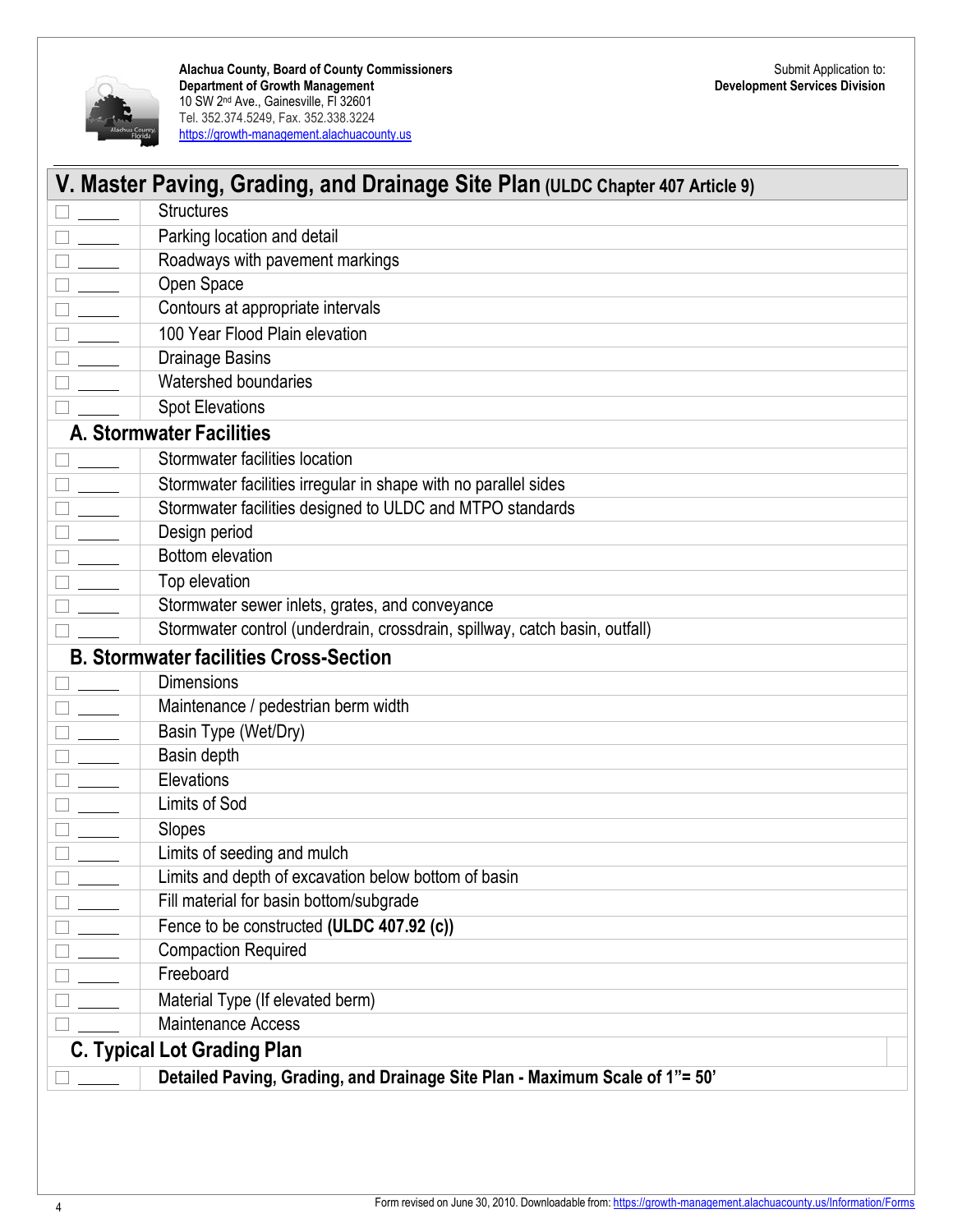**Alachua County, Board of County Commissioners**
**Department of Growth Management**
10 SW 2nd Ave., Gainesville, Fl 32601
Tel. 352.374.5249, Fax. 352.338.3224
https://growth-management.alachuacounty.us

Submit Application to:
**Development Services Division**

## V. Master Paving, Grading, and Drainage Site Plan (ULDC Chapter 407 Article 9)

| | |
|---|---|
| ☐ _____ | Structures |
| ☐ _____ | Parking location and detail |
| ☐ _____ | Roadways with pavement markings |
| ☐ _____ | Open Space |
| ☐ _____ | Contours at appropriate intervals |
| ☐ _____ | 100 Year Flood Plain elevation |
| ☐ _____ | Drainage Basins |
| ☐ _____ | Watershed boundaries |
| ☐ _____ | Spot Elevations |

### A. Stormwater Facilities

| | |
|---|---|
| ☐ _____ | Stormwater facilities location |
| ☐ _____ | Stormwater facilities irregular in shape with no parallel sides |
| ☐ _____ | Stormwater facilities designed to ULDC and MTPO standards |
| ☐ _____ | Design period |
| ☐ _____ | Bottom elevation |
| ☐ _____ | Top elevation |
| ☐ _____ | Stormwater sewer inlets, grates, and conveyance |
| ☐ _____ | Stormwater control (underdrain, crossdrain, spillway, catch basin, outfall) |

### B. Stormwater facilities Cross-Section

| | |
|---|---|
| ☐ _____ | Dimensions |
| ☐ _____ | Maintenance / pedestrian berm width |
| ☐ _____ | Basin Type (Wet/Dry) |
| ☐ _____ | Basin depth |
| ☐ _____ | Elevations |
| ☐ _____ | Limits of Sod |
| ☐ _____ | Slopes |
| ☐ _____ | Limits of seeding and mulch |
| ☐ _____ | Limits and depth of excavation below bottom of basin |
| ☐ _____ | Fill material for basin bottom/subgrade |
| ☐ _____ | Fence to be constructed **(ULDC 407.92 (c))** |
| ☐ _____ | Compaction Required |
| ☐ _____ | Freeboard |
| ☐ _____ | Material Type (If elevated berm) |
| ☐ _____ | Maintenance Access |

### C. Typical Lot Grading Plan

| | |
|---|---|
| ☐ _____ | **Detailed Paving, Grading, and Drainage Site Plan - Maximum Scale of 1"= 50'** |

Form revised on June 30, 2010. Downloadable from: https://growth-management.alachuacounty.us/Information/Forms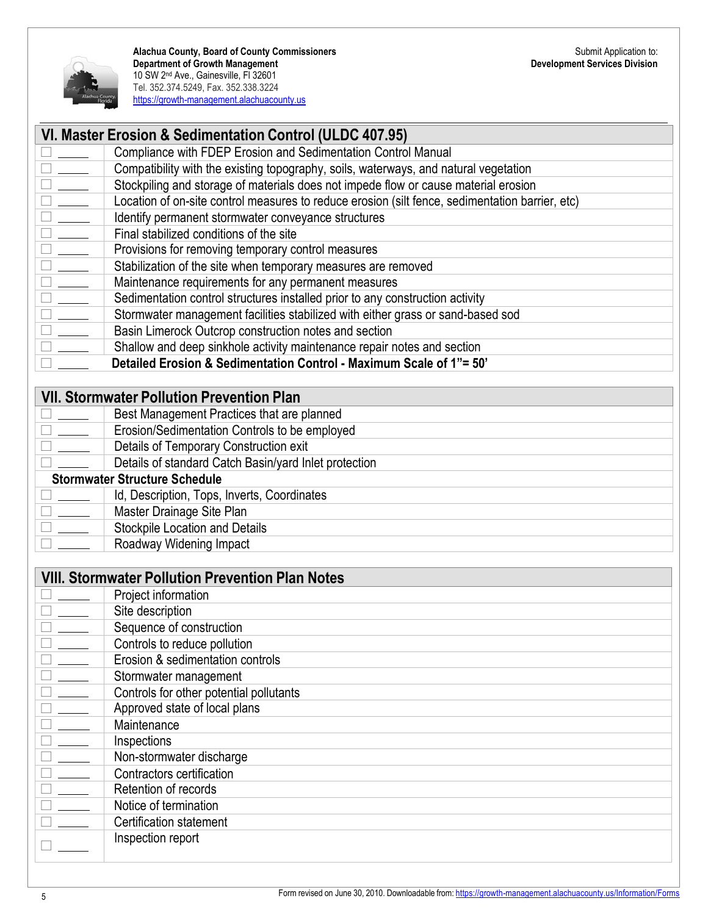**Alachua County, Board of County Commissioners**
**Department of Growth Management**
10 SW 2nd Ave., Gainesville, Fl 32601
Tel. 352.374.5249, Fax. 352.338.3224
https://growth-management.alachuacounty.us

Submit Application to:
**Development Services Division**

## VI. Master Erosion & Sedimentation Control (ULDC 407.95)

| | | |
|---|---|---|
| ☐ | _____ | Compliance with FDEP Erosion and Sedimentation Control Manual |
| ☐ | _____ | Compatibility with the existing topography, soils, waterways, and natural vegetation |
| ☐ | _____ | Stockpiling and storage of materials does not impede flow or cause material erosion |
| ☐ | _____ | Location of on-site control measures to reduce erosion (silt fence, sedimentation barrier, etc) |
| ☐ | _____ | Identify permanent stormwater conveyance structures |
| ☐ | _____ | Final stabilized conditions of the site |
| ☐ | _____ | Provisions for removing temporary control measures |
| ☐ | _____ | Stabilization of the site when temporary measures are removed |
| ☐ | _____ | Maintenance requirements for any permanent measures |
| ☐ | _____ | Sedimentation control structures installed prior to any construction activity |
| ☐ | _____ | Stormwater management facilities stabilized with either grass or sand-based sod |
| ☐ | _____ | Basin Limerock Outcrop construction notes and section |
| ☐ | _____ | Shallow and deep sinkhole activity maintenance repair notes and section |
| ☐ | _____ | **Detailed Erosion & Sedimentation Control - Maximum Scale of 1"= 50'** |

## VII. Stormwater Pollution Prevention Plan

| | | |
|---|---|---|
| ☐ | _____ | Best Management Practices that are planned |
| ☐ | _____ | Erosion/Sedimentation Controls to be employed |
| ☐ | _____ | Details of Temporary Construction exit |
| ☐ | _____ | Details of standard Catch Basin/yard Inlet protection |
| **Stormwater Structure Schedule** | | |
| ☐ | _____ | Id, Description, Tops, Inverts, Coordinates |
| ☐ | _____ | Master Drainage Site Plan |
| ☐ | _____ | Stockpile Location and Details |
| ☐ | _____ | Roadway Widening Impact |

## VIII. Stormwater Pollution Prevention Plan Notes

| | | |
|---|---|---|
| ☐ | _____ | Project information |
| ☐ | _____ | Site description |
| ☐ | _____ | Sequence of construction |
| ☐ | _____ | Controls to reduce pollution |
| ☐ | _____ | Erosion & sedimentation controls |
| ☐ | _____ | Stormwater management |
| ☐ | _____ | Controls for other potential pollutants |
| ☐ | _____ | Approved state of local plans |
| ☐ | _____ | Maintenance |
| ☐ | _____ | Inspections |
| ☐ | _____ | Non-stormwater discharge |
| ☐ | _____ | Contractors certification |
| ☐ | _____ | Retention of records |
| ☐ | _____ | Notice of termination |
| ☐ | _____ | Certification statement |
| ☐ | _____ | Inspection report |

Form revised on June 30, 2010. Downloadable from: https://growth-management.alachuacounty.us/Information/Forms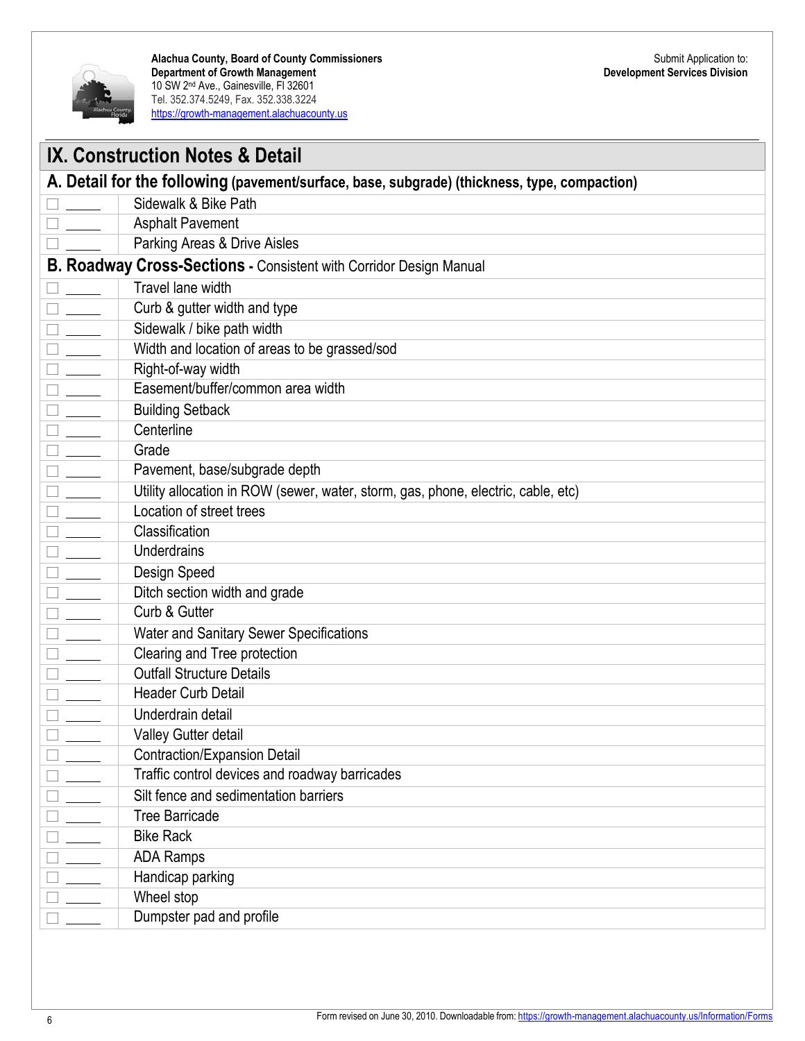Alachua County, Board of County Commissioners
Department of Growth Management
10 SW 2nd Ave., Gainesville, Fl 32601
Tel. 352.374.5249, Fax. 352.338.3224
https://growth-management.alachuacounty.us

Submit Application to:
**Development Services Division**

## IX. Construction Notes & Detail

### A. Detail for the following (pavement/surface, base, subgrade) (thickness, type, compaction)

| | |
|---|---|
| ☐ _____ | Sidewalk & Bike Path |
| ☐ _____ | Asphalt Pavement |
| ☐ _____ | Parking Areas & Drive Aisles |

### B. Roadway Cross-Sections - Consistent with Corridor Design Manual

| | |
|---|---|
| ☐ _____ | Travel lane width |
| ☐ _____ | Curb & gutter width and type |
| ☐ _____ | Sidewalk / bike path width |
| ☐ _____ | Width and location of areas to be grassed/sod |
| ☐ _____ | Right-of-way width |
| ☐ _____ | Easement/buffer/common area width |
| ☐ _____ | Building Setback |
| ☐ _____ | Centerline |
| ☐ _____ | Grade |
| ☐ _____ | Pavement, base/subgrade depth |
| ☐ _____ | Utility allocation in ROW (sewer, water, storm, gas, phone, electric, cable, etc) |
| ☐ _____ | Location of street trees |
| ☐ _____ | Classification |
| ☐ _____ | Underdrains |
| ☐ _____ | Design Speed |
| ☐ _____ | Ditch section width and grade |
| ☐ _____ | Curb & Gutter |
| ☐ _____ | Water and Sanitary Sewer Specifications |
| ☐ _____ | Clearing and Tree protection |
| ☐ _____ | Outfall Structure Details |
| ☐ _____ | Header Curb Detail |
| ☐ _____ | Underdrain detail |
| ☐ _____ | Valley Gutter detail |
| ☐ _____ | Contraction/Expansion Detail |
| ☐ _____ | Traffic control devices and roadway barricades |
| ☐ _____ | Silt fence and sedimentation barriers |
| ☐ _____ | Tree Barricade |
| ☐ _____ | Bike Rack |
| ☐ _____ | ADA Ramps |
| ☐ _____ | Handicap parking |
| ☐ _____ | Wheel stop |
| ☐ _____ | Dumpster pad and profile |

Form revised on June 30, 2010. Downloadable from: https://growth-management.alachuacounty.us/Information/Forms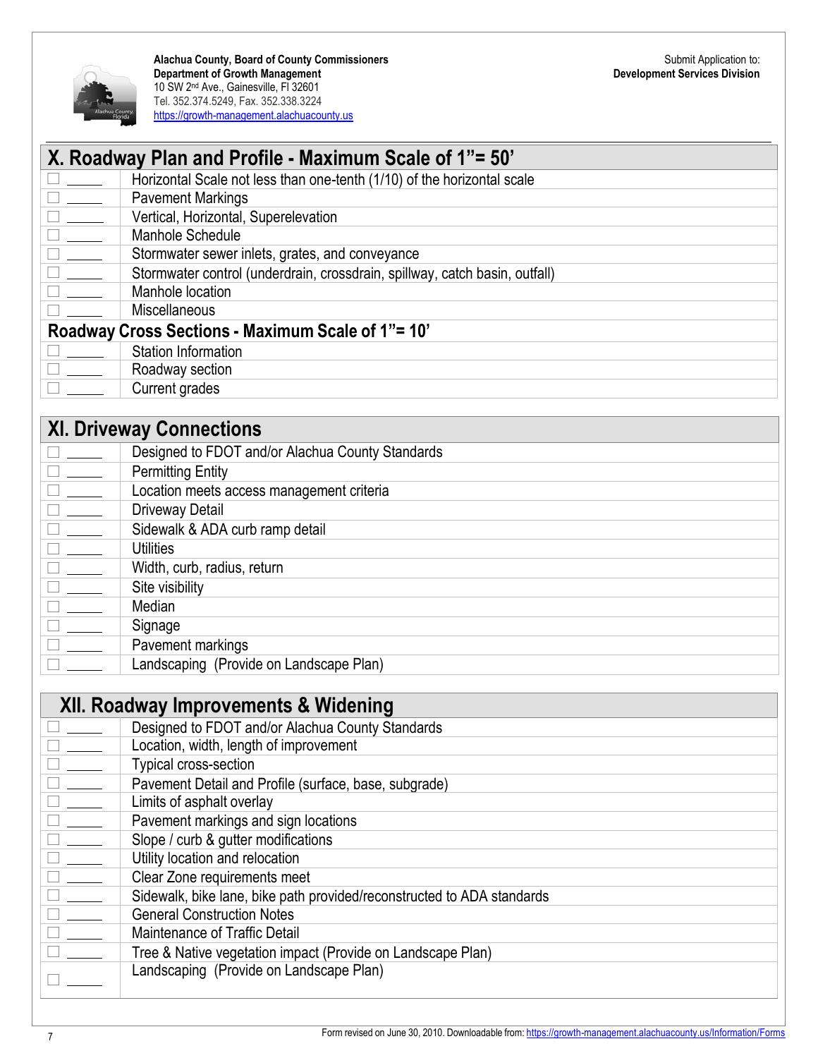Alachua County, Board of County Commissioners
**Department of Growth Management**
10 SW 2nd Ave., Gainesville, Fl 32601
Tel. 352.374.5249, Fax. 352.338.3224
https://growth-management.alachuacounty.us

Submit Application to:
**Development Services Division**

## X. Roadway Plan and Profile - Maximum Scale of 1"= 50'

| | | |
|---|---|---|
| ☐ | _____ | Horizontal Scale not less than one-tenth (1/10) of the horizontal scale |
| ☐ | _____ | Pavement Markings |
| ☐ | _____ | Vertical, Horizontal, Superelevation |
| ☐ | _____ | Manhole Schedule |
| ☐ | _____ | Stormwater sewer inlets, grates, and conveyance |
| ☐ | _____ | Stormwater control (underdrain, crossdrain, spillway, catch basin, outfall) |
| ☐ | _____ | Manhole location |
| ☐ | _____ | Miscellaneous |

### Roadway Cross Sections - Maximum Scale of 1"= 10'

| | | |
|---|---|---|
| ☐ | _____ | Station Information |
| ☐ | _____ | Roadway section |
| ☐ | _____ | Current grades |

## XI. Driveway Connections

| | | |
|---|---|---|
| ☐ | _____ | Designed to FDOT and/or Alachua County Standards |
| ☐ | _____ | Permitting Entity |
| ☐ | _____ | Location meets access management criteria |
| ☐ | _____ | Driveway Detail |
| ☐ | _____ | Sidewalk & ADA curb ramp detail |
| ☐ | _____ | Utilities |
| ☐ | _____ | Width, curb, radius, return |
| ☐ | _____ | Site visibility |
| ☐ | _____ | Median |
| ☐ | _____ | Signage |
| ☐ | _____ | Pavement markings |
| ☐ | _____ | Landscaping (Provide on Landscape Plan) |

## XII. Roadway Improvements & Widening

| | | |
|---|---|---|
| ☐ | _____ | Designed to FDOT and/or Alachua County Standards |
| ☐ | _____ | Location, width, length of improvement |
| ☐ | _____ | Typical cross-section |
| ☐ | _____ | Pavement Detail and Profile (surface, base, subgrade) |
| ☐ | _____ | Limits of asphalt overlay |
| ☐ | _____ | Pavement markings and sign locations |
| ☐ | _____ | Slope / curb & gutter modifications |
| ☐ | _____ | Utility location and relocation |
| ☐ | _____ | Clear Zone requirements meet |
| ☐ | _____ | Sidewalk, bike lane, bike path provided/reconstructed to ADA standards |
| ☐ | _____ | General Construction Notes |
| ☐ | _____ | Maintenance of Traffic Detail |
| ☐ | _____ | Tree & Native vegetation impact (Provide on Landscape Plan) |
| ☐ | _____ | Landscaping (Provide on Landscape Plan) |

Form revised on June 30, 2010. Downloadable from: https://growth-management.alachuacounty.us/Information/Forms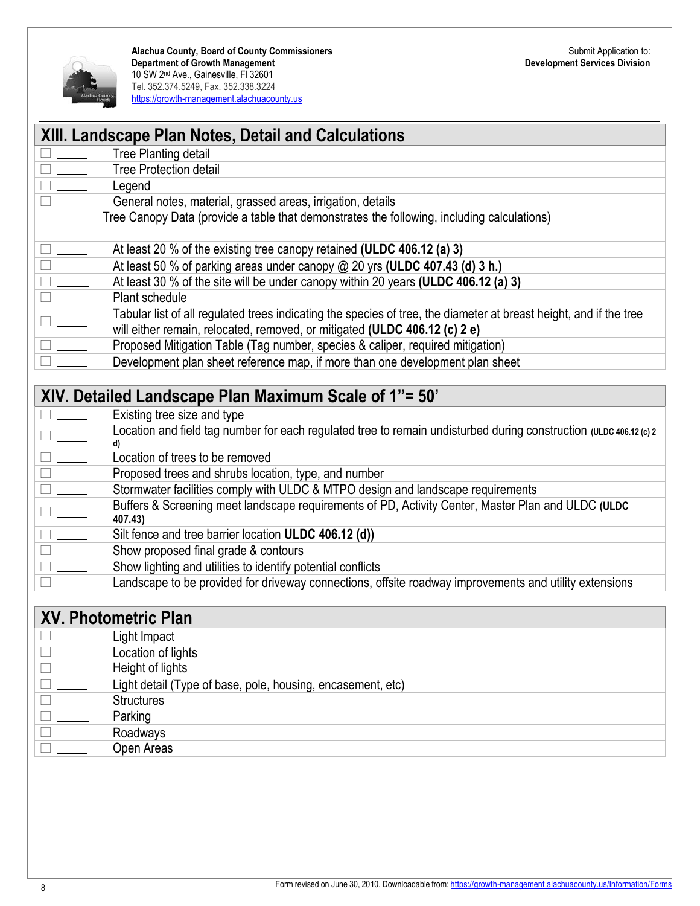**Alachua County, Board of County Commissioners**
**Department of Growth Management**
10 SW 2nd Ave., Gainesville, Fl 32601
Tel. 352.374.5249, Fax. 352.338.3224
https://growth-management.alachuacounty.us

Submit Application to:
**Development Services Division**

## XIII. Landscape Plan Notes, Detail and Calculations

| | | |
|---|---|---|
| ☐ | _____ | Tree Planting detail |
| ☐ | _____ | Tree Protection detail |
| ☐ | _____ | Legend |
| ☐ | _____ | General notes, material, grassed areas, irrigation, details |
| | | Tree Canopy Data (provide a table that demonstrates the following, including calculations) |
| ☐ | _____ | At least 20 % of the existing tree canopy retained **(ULDC 406.12 (a) 3)** |
| ☐ | _____ | At least 50 % of parking areas under canopy @ 20 yrs **(ULDC 407.43 (d) 3 h.)** |
| ☐ | _____ | At least 30 % of the site will be under canopy within 20 years **(ULDC 406.12 (a) 3)** |
| ☐ | _____ | Plant schedule |
| ☐ | _____ | Tabular list of all regulated trees indicating the species of tree, the diameter at breast height, and if the tree will either remain, relocated, removed, or mitigated **(ULDC 406.12 (c) 2 e)** |
| ☐ | _____ | Proposed Mitigation Table (Tag number, species & caliper, required mitigation) |
| ☐ | _____ | Development plan sheet reference map, if more than one development plan sheet |

## XIV. Detailed Landscape Plan Maximum Scale of 1"= 50'

| | | |
|---|---|---|
| ☐ | _____ | Existing tree size and type |
| ☐ | _____ | Location and field tag number for each regulated tree to remain undisturbed during construction **(ULDC 406.12 (c) 2 d)** |
| ☐ | _____ | Location of trees to be removed |
| ☐ | _____ | Proposed trees and shrubs location, type, and number |
| ☐ | _____ | Stormwater facilities comply with ULDC & MTPO design and landscape requirements |
| ☐ | _____ | Buffers & Screening meet landscape requirements of PD, Activity Center, Master Plan and ULDC **(ULDC 407.43)** |
| ☐ | _____ | Silt fence and tree barrier location **ULDC 406.12 (d))** |
| ☐ | _____ | Show proposed final grade & contours |
| ☐ | _____ | Show lighting and utilities to identify potential conflicts |
| ☐ | _____ | Landscape to be provided for driveway connections, offsite roadway improvements and utility extensions |

## XV. Photometric Plan

| | | |
|---|---|---|
| ☐ | _____ | Light Impact |
| ☐ | _____ | Location of lights |
| ☐ | _____ | Height of lights |
| ☐ | _____ | Light detail (Type of base, pole, housing, encasement, etc) |
| ☐ | _____ | Structures |
| ☐ | _____ | Parking |
| ☐ | _____ | Roadways |
| ☐ | _____ | Open Areas |

Form revised on June 30, 2010. Downloadable from: https://growth-management.alachuacounty.us/Information/Forms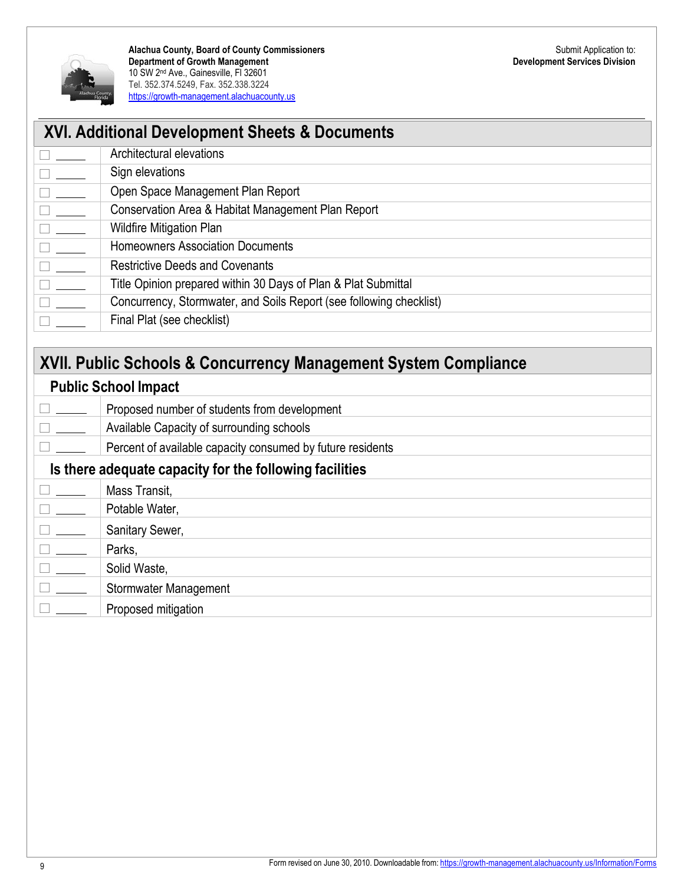**Alachua County, Board of County Commissioners**
**Department of Growth Management**
10 SW 2nd Ave., Gainesville, Fl 32601
Tel. 352.374.5249, Fax. 352.338.3224
https://growth-management.alachuacounty.us

Submit Application to:
**Development Services Division**

## XVI. Additional Development Sheets & Documents

| | |
|---|---|
| ☐ _____ | Architectural elevations |
| ☐ _____ | Sign elevations |
| ☐ _____ | Open Space Management Plan Report |
| ☐ _____ | Conservation Area & Habitat Management Plan Report |
| ☐ _____ | Wildfire Mitigation Plan |
| ☐ _____ | Homeowners Association Documents |
| ☐ _____ | Restrictive Deeds and Covenants |
| ☐ _____ | Title Opinion prepared within 30 Days of Plan & Plat Submittal |
| ☐ _____ | Concurrency, Stormwater, and Soils Report (see following checklist) |
| ☐ _____ | Final Plat (see checklist) |

## XVII. Public Schools & Concurrency Management System Compliance

### Public School Impact

| | |
|---|---|
| ☐ _____ | Proposed number of students from development |
| ☐ _____ | Available Capacity of surrounding schools |
| ☐ _____ | Percent of available capacity consumed by future residents |

### Is there adequate capacity for the following facilities

| | |
|---|---|
| ☐ _____ | Mass Transit, |
| ☐ _____ | Potable Water, |
| ☐ _____ | Sanitary Sewer, |
| ☐ _____ | Parks, |
| ☐ _____ | Solid Waste, |
| ☐ _____ | Stormwater Management |
| ☐ _____ | Proposed mitigation |

Form revised on June 30, 2010. Downloadable from: https://growth-management.alachuacounty.us/Information/Forms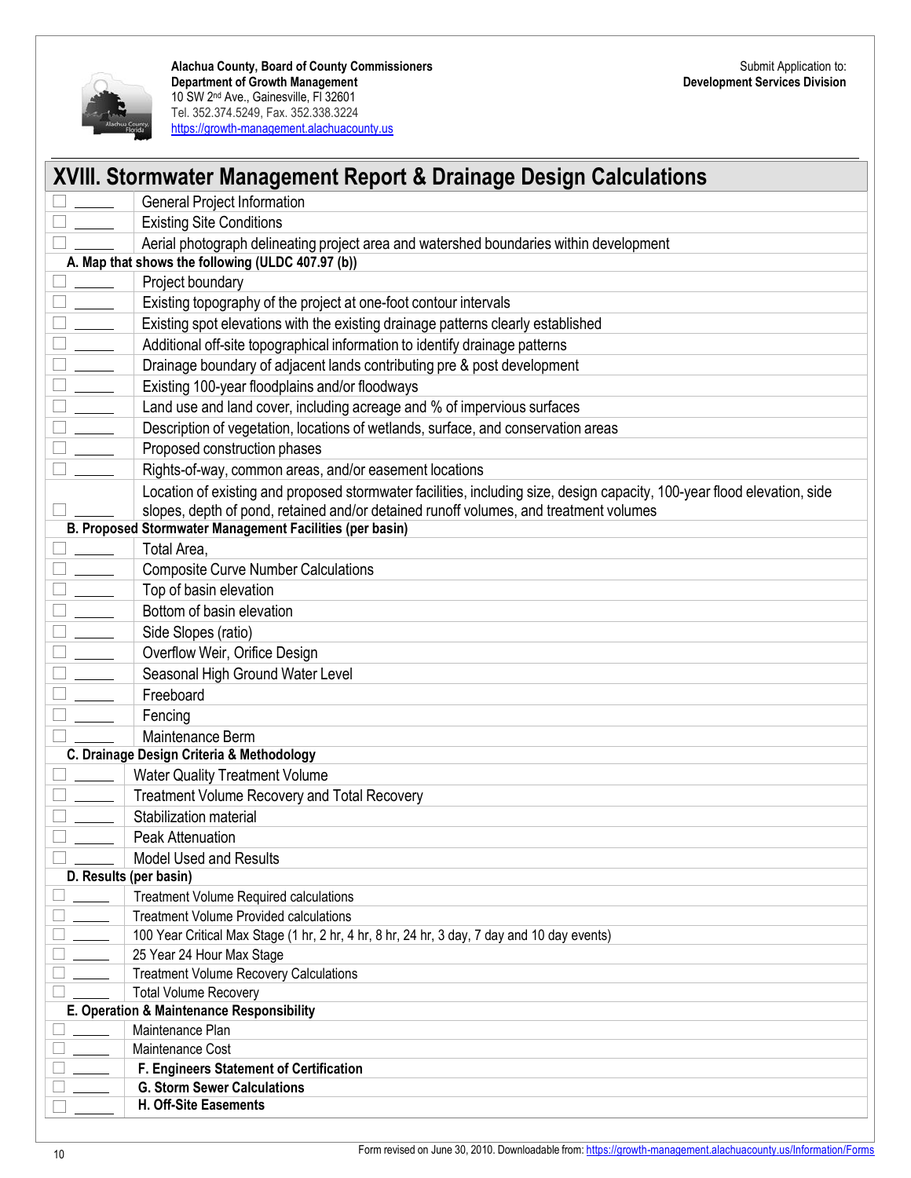**Alachua County, Board of County Commissioners**
**Department of Growth Management**
10 SW 2nd Ave., Gainesville, Fl 32601
Tel. 352.374.5249, Fax. 352.338.3224
https://growth-management.alachuacounty.us

Submit Application to:
**Development Services Division**

## XVIII. Stormwater Management Report & Drainage Design Calculations

| | |
|---|---|
| ☐ _____ | General Project Information |
| ☐ _____ | Existing Site Conditions |
| ☐ _____ | Aerial photograph delineating project area and watershed boundaries within development |
| **A. Map that shows the following (ULDC 407.97 (b))** | |
| ☐ _____ | Project boundary |
| ☐ _____ | Existing topography of the project at one-foot contour intervals |
| ☐ _____ | Existing spot elevations with the existing drainage patterns clearly established |
| ☐ _____ | Additional off-site topographical information to identify drainage patterns |
| ☐ _____ | Drainage boundary of adjacent lands contributing pre & post development |
| ☐ _____ | Existing 100-year floodplains and/or floodways |
| ☐ _____ | Land use and land cover, including acreage and % of impervious surfaces |
| ☐ _____ | Description of vegetation, locations of wetlands, surface, and conservation areas |
| ☐ _____ | Proposed construction phases |
| ☐ _____ | Rights-of-way, common areas, and/or easement locations |
| ☐ _____ | Location of existing and proposed stormwater facilities, including size, design capacity, 100-year flood elevation, side slopes, depth of pond, retained and/or detained runoff volumes, and treatment volumes |
| **B. Proposed Stormwater Management Facilities (per basin)** | |
| ☐ _____ | Total Area, |
| ☐ _____ | Composite Curve Number Calculations |
| ☐ _____ | Top of basin elevation |
| ☐ _____ | Bottom of basin elevation |
| ☐ _____ | Side Slopes (ratio) |
| ☐ _____ | Overflow Weir, Orifice Design |
| ☐ _____ | Seasonal High Ground Water Level |
| ☐ _____ | Freeboard |
| ☐ _____ | Fencing |
| ☐ _____ | Maintenance Berm |
| **C. Drainage Design Criteria & Methodology** | |
| ☐ _____ | Water Quality Treatment Volume |
| ☐ _____ | Treatment Volume Recovery and Total Recovery |
| ☐ _____ | Stabilization material |
| ☐ _____ | Peak Attenuation |
| ☐ _____ | Model Used and Results |
| **D. Results (per basin)** | |
| ☐ _____ | Treatment Volume Required calculations |
| ☐ _____ | Treatment Volume Provided calculations |
| ☐ _____ | 100 Year Critical Max Stage (1 hr, 2 hr, 4 hr, 8 hr, 24 hr, 3 day, 7 day and 10 day events) |
| ☐ _____ | 25 Year 24 Hour Max Stage |
| ☐ _____ | Treatment Volume Recovery Calculations |
| ☐ _____ | Total Volume Recovery |
| **E. Operation & Maintenance Responsibility** | |
| ☐ _____ | Maintenance Plan |
| ☐ _____ | Maintenance Cost |
| ☐ _____ | **F. Engineers Statement of Certification** |
| ☐ _____ | **G. Storm Sewer Calculations** |
| ☐ _____ | **H. Off-Site Easements** |

Form revised on June 30, 2010. Downloadable from: https://growth-management.alachuacounty.us/Information/Forms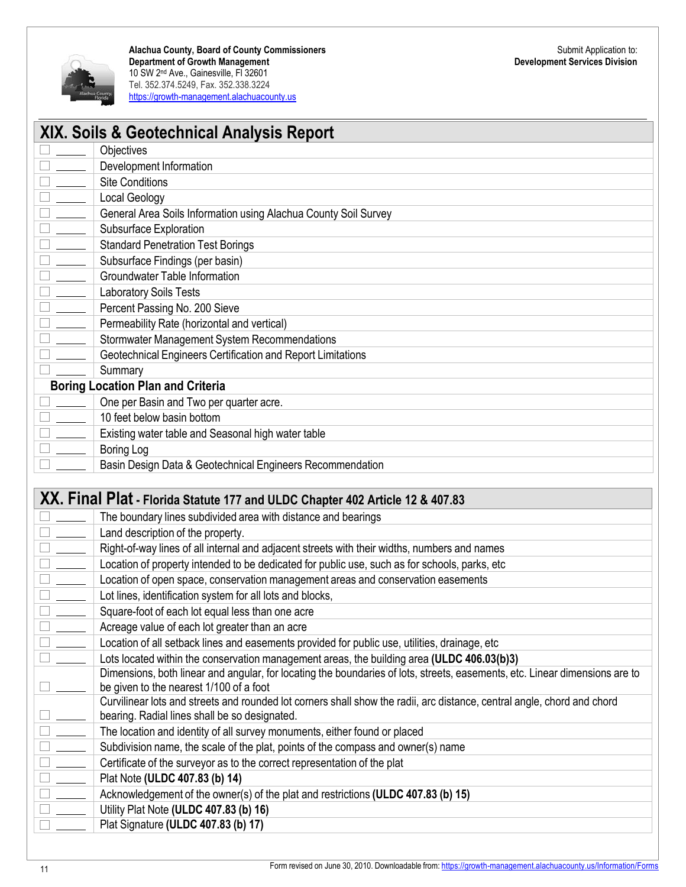**Alachua County, Board of County Commissioners**
**Department of Growth Management**
10 SW 2nd Ave., Gainesville, Fl 32601
Tel. 352.374.5249, Fax. 352.338.3224
https://growth-management.alachuacounty.us

Submit Application to:
**Development Services Division**

## XIX. Soils & Geotechnical Analysis Report

| | | |
|---|---|---|
| ☐ | _____ | Objectives |
| ☐ | _____ | Development Information |
| ☐ | _____ | Site Conditions |
| ☐ | _____ | Local Geology |
| ☐ | _____ | General Area Soils Information using Alachua County Soil Survey |
| ☐ | _____ | Subsurface Exploration |
| ☐ | _____ | Standard Penetration Test Borings |
| ☐ | _____ | Subsurface Findings (per basin) |
| ☐ | _____ | Groundwater Table Information |
| ☐ | _____ | Laboratory Soils Tests |
| ☐ | _____ | Percent Passing No. 200 Sieve |
| ☐ | _____ | Permeability Rate (horizontal and vertical) |
| ☐ | _____ | Stormwater Management System Recommendations |
| ☐ | _____ | Geotechnical Engineers Certification and Report Limitations |
| ☐ | _____ | Summary |
| **Boring Location Plan and Criteria** | | |
| ☐ | _____ | One per Basin and Two per quarter acre. |
| ☐ | _____ | 10 feet below basin bottom |
| ☐ | _____ | Existing water table and Seasonal high water table |
| ☐ | _____ | Boring Log |
| ☐ | _____ | Basin Design Data & Geotechnical Engineers Recommendation |

## XX. Final Plat - Florida Statute 177 and ULDC Chapter 402 Article 12 & 407.83

| | | |
|---|---|---|
| ☐ | _____ | The boundary lines subdivided area with distance and bearings |
| ☐ | _____ | Land description of the property. |
| ☐ | _____ | Right-of-way lines of all internal and adjacent streets with their widths, numbers and names |
| ☐ | _____ | Location of property intended to be dedicated for public use, such as for schools, parks, etc |
| ☐ | _____ | Location of open space, conservation management areas and conservation easements |
| ☐ | _____ | Lot lines, identification system for all lots and blocks, |
| ☐ | _____ | Square-foot of each lot equal less than one acre |
| ☐ | _____ | Acreage value of each lot greater than an acre |
| ☐ | _____ | Location of all setback lines and easements provided for public use, utilities, drainage, etc |
| ☐ | _____ | Lots located within the conservation management areas, the building area **(ULDC 406.03(b)3)** |
| ☐ | _____ | Dimensions, both linear and angular, for locating the boundaries of lots, streets, easements, etc. Linear dimensions are to be given to the nearest 1/100 of a foot |
| ☐ | _____ | Curvilinear lots and streets and rounded lot corners shall show the radii, arc distance, central angle, chord and chord bearing. Radial lines shall be so designated. |
| ☐ | _____ | The location and identity of all survey monuments, either found or placed |
| ☐ | _____ | Subdivision name, the scale of the plat, points of the compass and owner(s) name |
| ☐ | _____ | Certificate of the surveyor as to the correct representation of the plat |
| ☐ | _____ | Plat Note **(ULDC 407.83 (b) 14)** |
| ☐ | _____ | Acknowledgement of the owner(s) of the plat and restrictions **(ULDC 407.83 (b) 15)** |
| ☐ | _____ | Utility Plat Note **(ULDC 407.83 (b) 16)** |
| ☐ | _____ | Plat Signature **(ULDC 407.83 (b) 17)** |

Form revised on June 30, 2010. Downloadable from: https://growth-management.alachuacounty.us/Information/Forms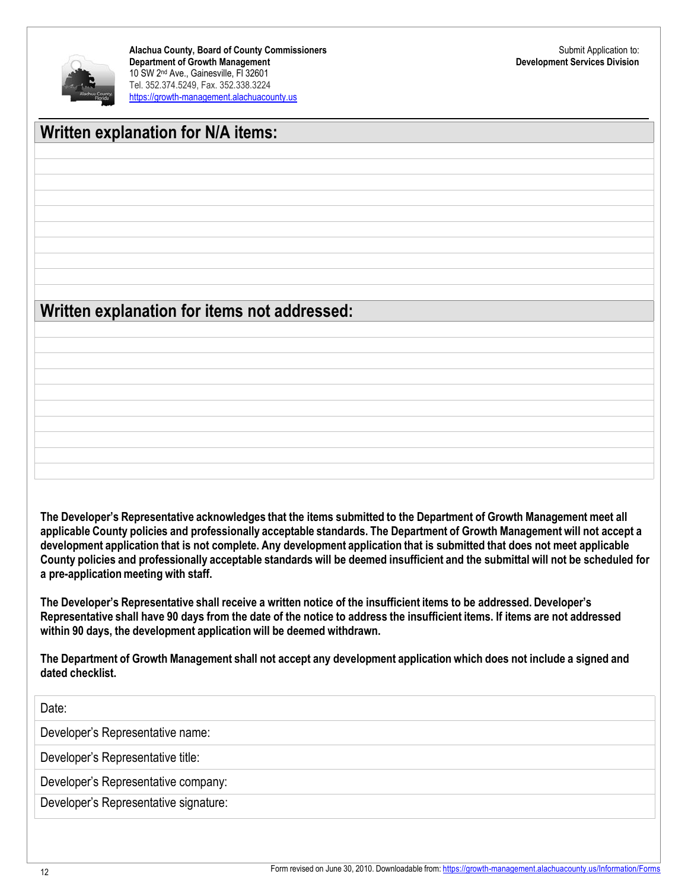**Alachua County, Board of County Commissioners**
**Department of Growth Management**
10 SW 2nd Ave., Gainesville, Fl 32601
Tel. 352.374.5249, Fax. 352.338.3224
https://growth-management.alachuacounty.us

Submit Application to:
**Development Services Division**

## Written explanation for N/A items:

## Written explanation for items not addressed:

**The Developer's Representative acknowledges that the items submitted to the Department of Growth Management meet all applicable County policies and professionally acceptable standards. The Department of Growth Management will not accept a development application that is not complete. Any development application that is submitted that does not meet applicable County policies and professionally acceptable standards will be deemed insufficient and the submittal will not be scheduled for a pre-application meeting with staff.**

**The Developer's Representative shall receive a written notice of the insufficient items to be addressed. Developer's Representative shall have 90 days from the date of the notice to address the insufficient items. If items are not addressed within 90 days, the development application will be deemed withdrawn.**

**The Department of Growth Management shall not accept any development application which does not include a signed and dated checklist.**

Date:

Developer's Representative name:

Developer's Representative title:

Developer's Representative company:

Developer's Representative signature:

Form revised on June 30, 2010. Downloadable from: https://growth-management.alachuacounty.us/Information/Forms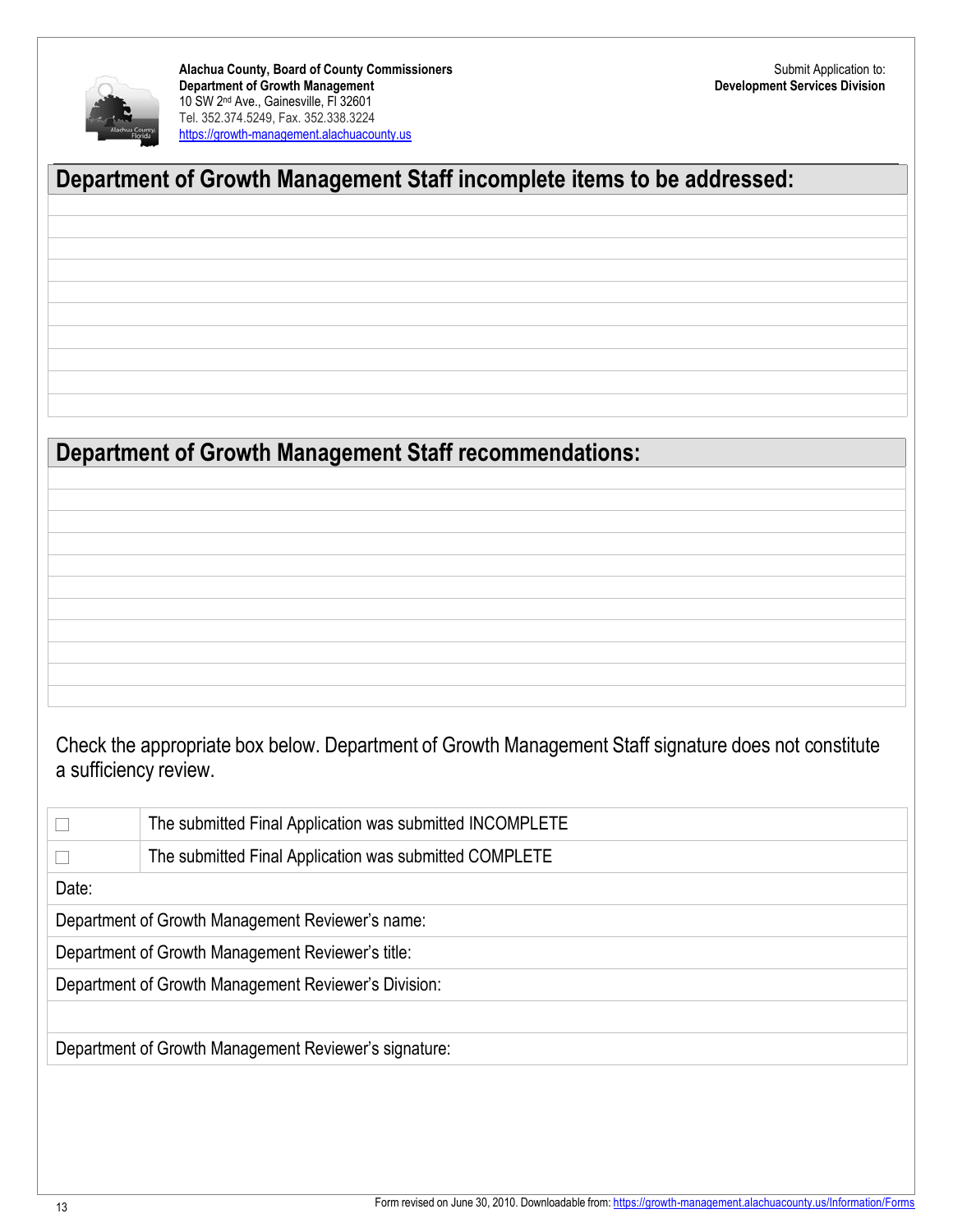**Alachua County, Board of County Commissioners**
**Department of Growth Management**
10 SW 2nd Ave., Gainesville, Fl 32601
Tel. 352.374.5249, Fax. 352.338.3224
https://growth-management.alachuacounty.us

Submit Application to:
**Development Services Division**

## Department of Growth Management Staff incomplete items to be addressed:

| |
|---|
| |
| |
| |
| |
| |
| |
| |
| |
| |
| |

## Department of Growth Management Staff recommendations:

| |
|---|
| |
| |
| |
| |
| |
| |
| |
| |
| |
| |
| |

Check the appropriate box below. Department of Growth Management Staff signature does not constitute a sufficiency review.

| | |
|---|---|
| ☐ | The submitted Final Application was submitted INCOMPLETE |
| ☐ | The submitted Final Application was submitted COMPLETE |
| Date: | |
| Department of Growth Management Reviewer's name: | |
| Department of Growth Management Reviewer's title: | |
| Department of Growth Management Reviewer's Division: | |
| | |
| Department of Growth Management Reviewer's signature: | |

Form revised on June 30, 2010. Downloadable from: https://growth-management.alachuacounty.us/Information/Forms